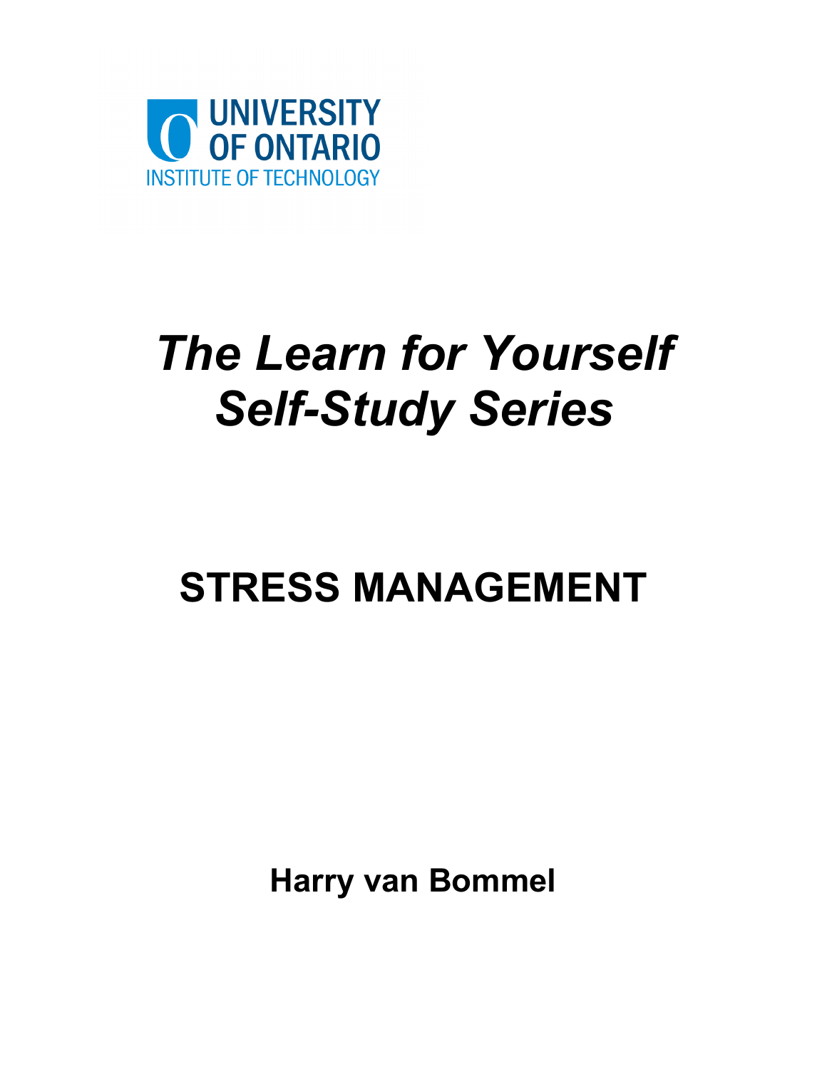UNIVERSITY
OF ONTARIO
INSTITUTE OF TECHNOLOGY

# *The Learn for Yourself Self-Study Series*

## STRESS MANAGEMENT

**Harry van Bommel**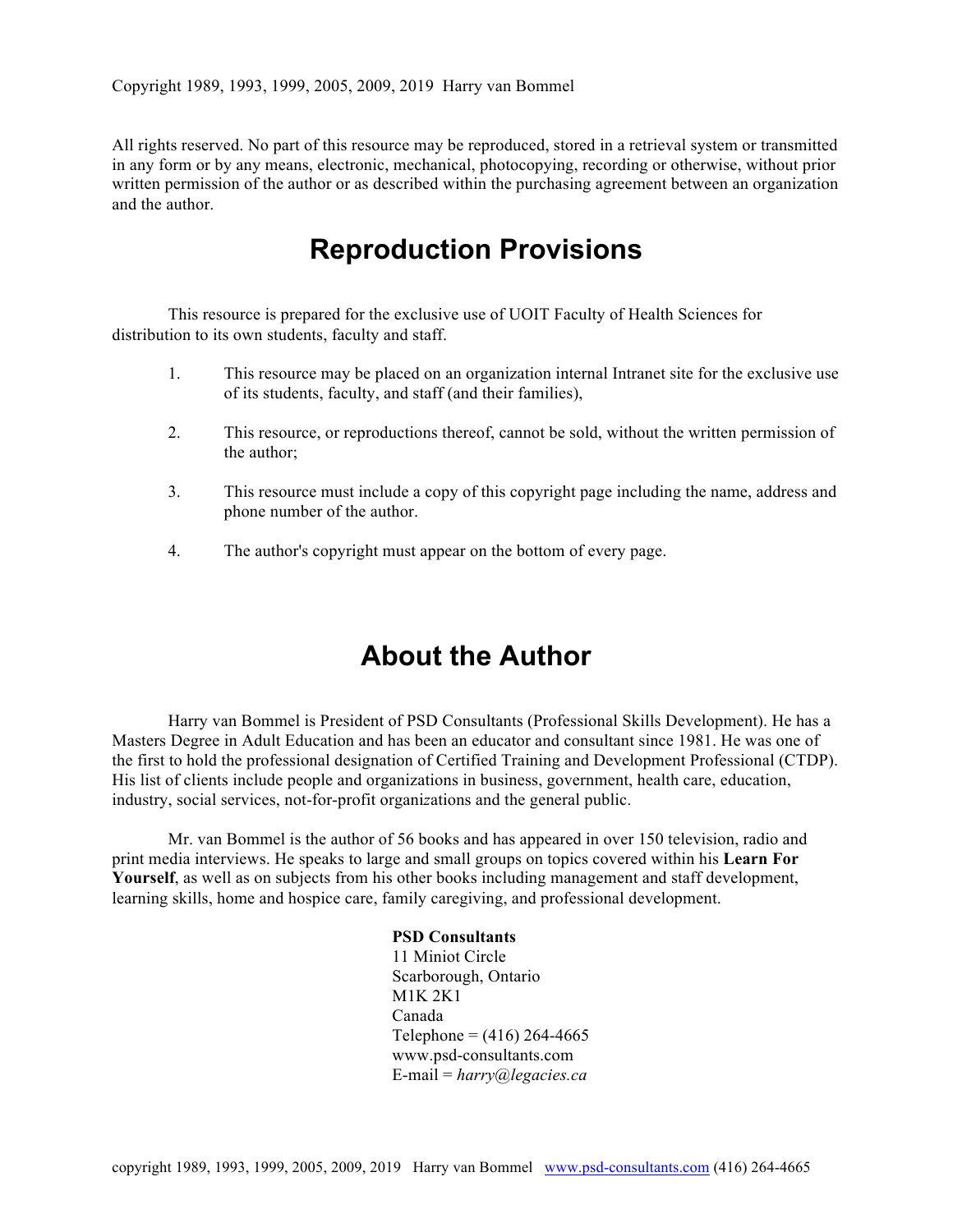Copyright 1989, 1993, 1999, 2005, 2009, 2019 Harry van Bommel

All rights reserved. No part of this resource may be reproduced, stored in a retrieval system or transmitted in any form or by any means, electronic, mechanical, photocopying, recording or otherwise, without prior written permission of the author or as described within the purchasing agreement between an organization and the author.

# Reproduction Provisions

This resource is prepared for the exclusive use of UOIT Faculty of Health Sciences for distribution to its own students, faculty and staff.

1. This resource may be placed on an organization internal Intranet site for the exclusive use of its students, faculty, and staff (and their families),

2. This resource, or reproductions thereof, cannot be sold, without the written permission of the author;

3. This resource must include a copy of this copyright page including the name, address and phone number of the author.

4. The author's copyright must appear on the bottom of every page.

# About the Author

Harry van Bommel is President of PSD Consultants (Professional Skills Development). He has a Masters Degree in Adult Education and has been an educator and consultant since 1981. He was one of the first to hold the professional designation of Certified Training and Development Professional (CTDP). His list of clients include people and organizations in business, government, health care, education, industry, social services, not-for-profit organizations and the general public.

Mr. van Bommel is the author of 56 books and has appeared in over 150 television, radio and print media interviews. He speaks to large and small groups on topics covered within his **Learn For Yourself**, as well as on subjects from his other books including management and staff development, learning skills, home and hospice care, family caregiving, and professional development.

**PSD Consultants**
11 Miniot Circle
Scarborough, Ontario
M1K 2K1
Canada
Telephone = (416) 264-4665
www.psd-consultants.com
E-mail = *harry@legacies.ca*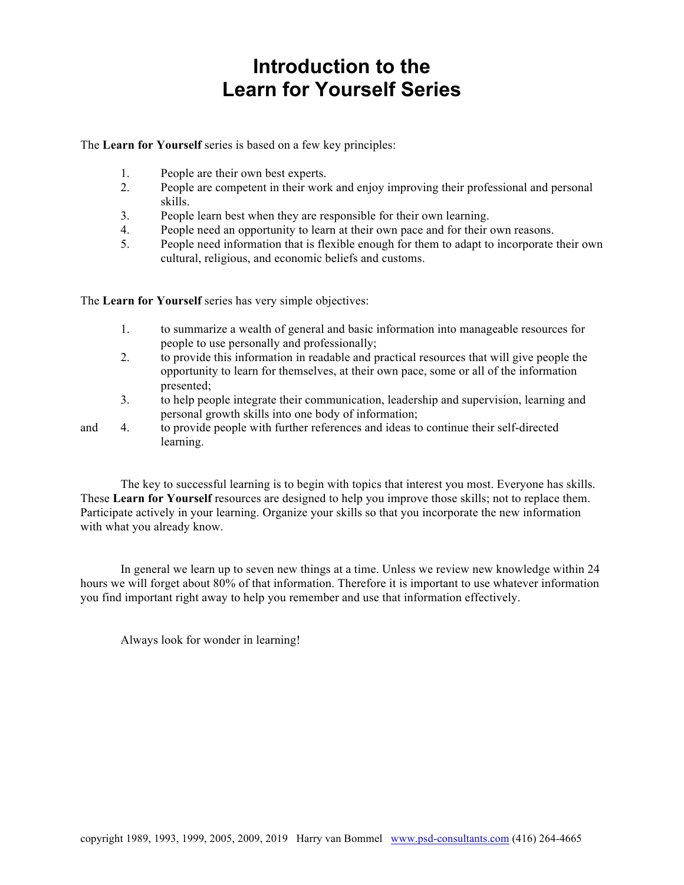# Introduction to the Learn for Yourself Series

The **Learn for Yourself** series is based on a few key principles:

1. People are their own best experts.
2. People are competent in their work and enjoy improving their professional and personal skills.
3. People learn best when they are responsible for their own learning.
4. People need an opportunity to learn at their own pace and for their own reasons.
5. People need information that is flexible enough for them to adapt to incorporate their own cultural, religious, and economic beliefs and customs.

The **Learn for Yourself** series has very simple objectives:

1. to summarize a wealth of general and basic information into manageable resources for people to use personally and professionally;
2. to provide this information in readable and practical resources that will give people the opportunity to learn for themselves, at their own pace, some or all of the information presented;
3. to help people integrate their communication, leadership and supervision, learning and personal growth skills into one body of information;

and

4. to provide people with further references and ideas to continue their self-directed learning.

The key to successful learning is to begin with topics that interest you most. Everyone has skills. These **Learn for Yourself** resources are designed to help you improve those skills; not to replace them. Participate actively in your learning. Organize your skills so that you incorporate the new information with what you already know.

In general we learn up to seven new things at a time. Unless we review new knowledge within 24 hours we will forget about 80% of that information. Therefore it is important to use whatever information you find important right away to help you remember and use that information effectively.

Always look for wonder in learning!

copyright 1989, 1993, 1999, 2005, 2009, 2019 Harry van Bommel www.psd-consultants.com (416) 264-4665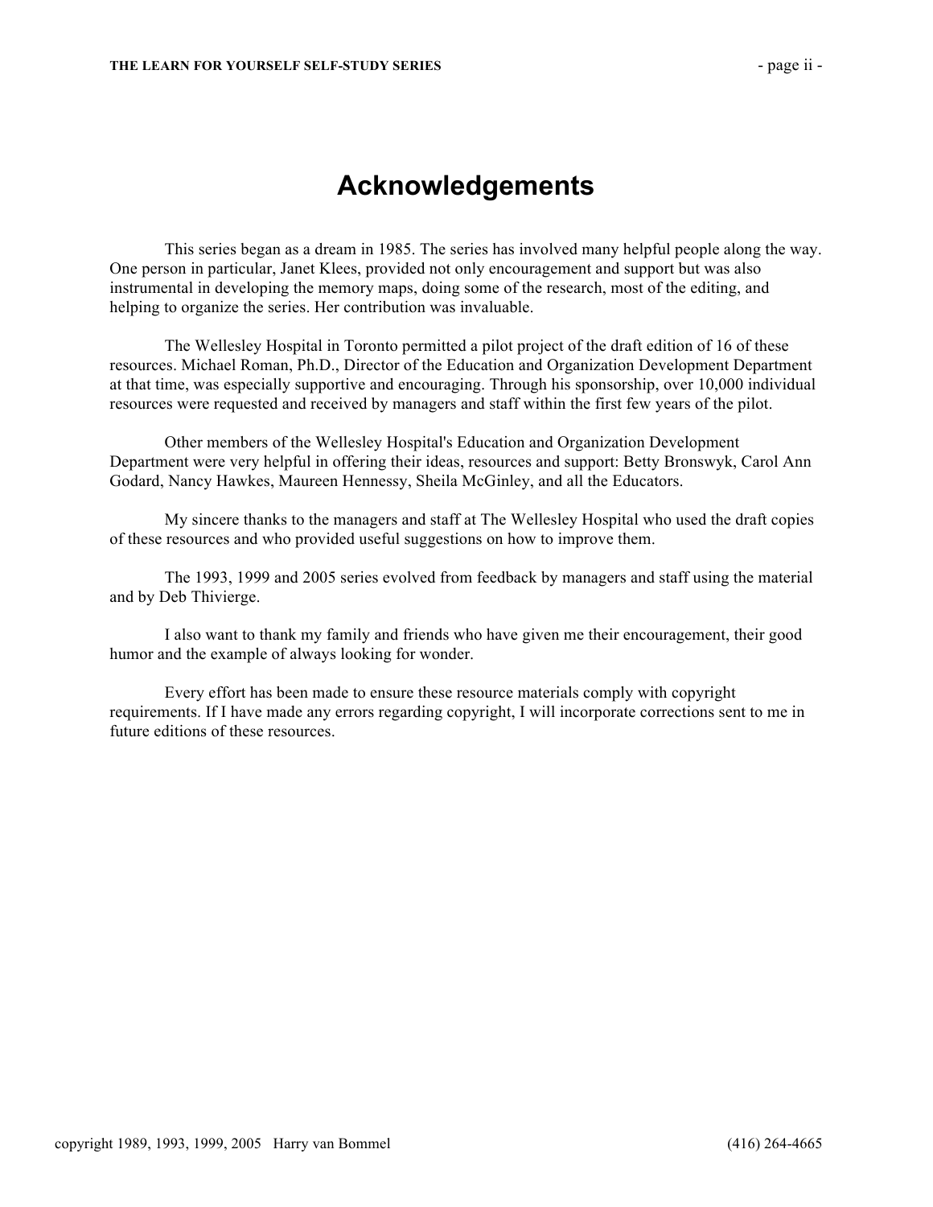# Acknowledgements

This series began as a dream in 1985. The series has involved many helpful people along the way. One person in particular, Janet Klees, provided not only encouragement and support but was also instrumental in developing the memory maps, doing some of the research, most of the editing, and helping to organize the series. Her contribution was invaluable.

The Wellesley Hospital in Toronto permitted a pilot project of the draft edition of 16 of these resources. Michael Roman, Ph.D., Director of the Education and Organization Development Department at that time, was especially supportive and encouraging. Through his sponsorship, over 10,000 individual resources were requested and received by managers and staff within the first few years of the pilot.

Other members of the Wellesley Hospital's Education and Organization Development Department were very helpful in offering their ideas, resources and support: Betty Bronswyk, Carol Ann Godard, Nancy Hawkes, Maureen Hennessy, Sheila McGinley, and all the Educators.

My sincere thanks to the managers and staff at The Wellesley Hospital who used the draft copies of these resources and who provided useful suggestions on how to improve them.

The 1993, 1999 and 2005 series evolved from feedback by managers and staff using the material and by Deb Thivierge.

I also want to thank my family and friends who have given me their encouragement, their good humor and the example of always looking for wonder.

Every effort has been made to ensure these resource materials comply with copyright requirements. If I have made any errors regarding copyright, I will incorporate corrections sent to me in future editions of these resources.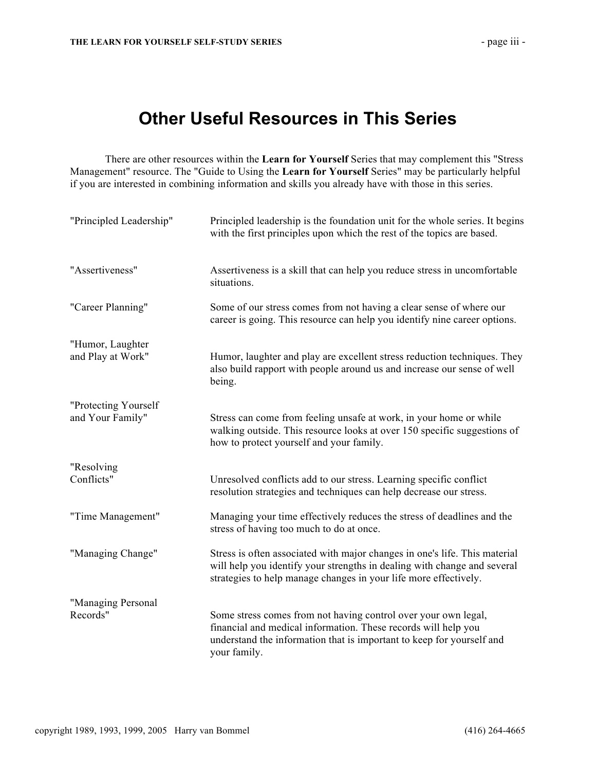# Other Useful Resources in This Series

There are other resources within the **Learn for Yourself** Series that may complement this "Stress Management" resource. The "Guide to Using the **Learn for Yourself** Series" may be particularly helpful if you are interested in combining information and skills you already have with those in this series.

| | |
|---|---|
| "Principled Leadership" | Principled leadership is the foundation unit for the whole series. It begins with the first principles upon which the rest of the topics are based. |
| "Assertiveness" | Assertiveness is a skill that can help you reduce stress in uncomfortable situations. |
| "Career Planning" | Some of our stress comes from not having a clear sense of where our career is going. This resource can help you identify nine career options. |
| "Humor, Laughter and Play at Work" | Humor, laughter and play are excellent stress reduction techniques. They also build rapport with people around us and increase our sense of well being. |
| "Protecting Yourself and Your Family" | Stress can come from feeling unsafe at work, in your home or while walking outside. This resource looks at over 150 specific suggestions of how to protect yourself and your family. |
| "Resolving Conflicts" | Unresolved conflicts add to our stress. Learning specific conflict resolution strategies and techniques can help decrease our stress. |
| "Time Management" | Managing your time effectively reduces the stress of deadlines and the stress of having too much to do at once. |
| "Managing Change" | Stress is often associated with major changes in one's life. This material will help you identify your strengths in dealing with change and several strategies to help manage changes in your life more effectively. |
| "Managing Personal Records" | Some stress comes from not having control over your own legal, financial and medical information. These records will help you understand the information that is important to keep for yourself and your family. |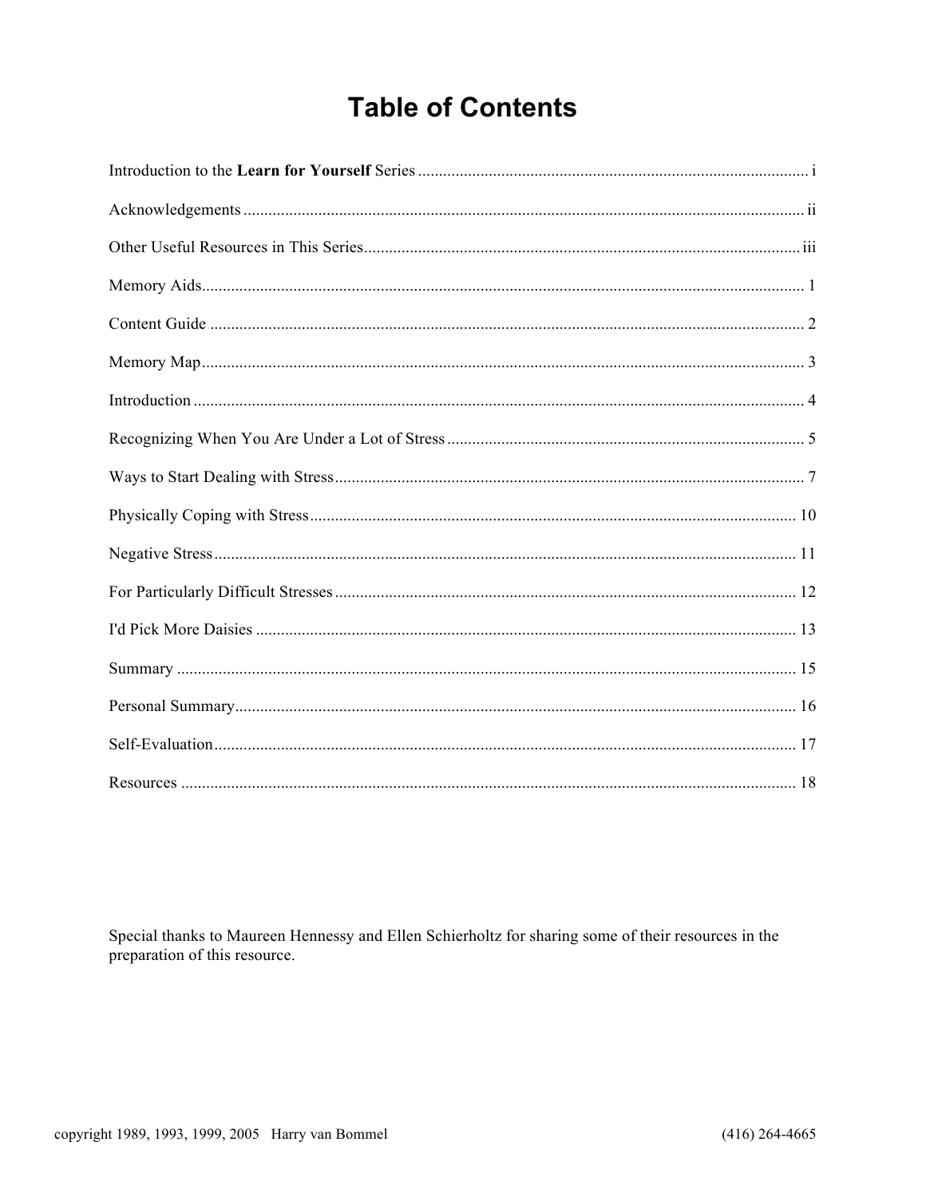# Table of Contents

Introduction to the **Learn for Yourself** Series ............ i

Acknowledgements ............ ii

Other Useful Resources in This Series ............ iii

Memory Aids ............ 1

Content Guide ............ 2

Memory Map ............ 3

Introduction ............ 4

Recognizing When You Are Under a Lot of Stress ............ 5

Ways to Start Dealing with Stress ............ 7

Physically Coping with Stress ............ 10

Negative Stress ............ 11

For Particularly Difficult Stresses ............ 12

I'd Pick More Daisies ............ 13

Summary ............ 15

Personal Summary ............ 16

Self-Evaluation ............ 17

Resources ............ 18

Special thanks to Maureen Hennessy and Ellen Schierholtz for sharing some of their resources in the preparation of this resource.

copyright 1989, 1993, 1999, 2005 Harry van Bommel (416) 264-4665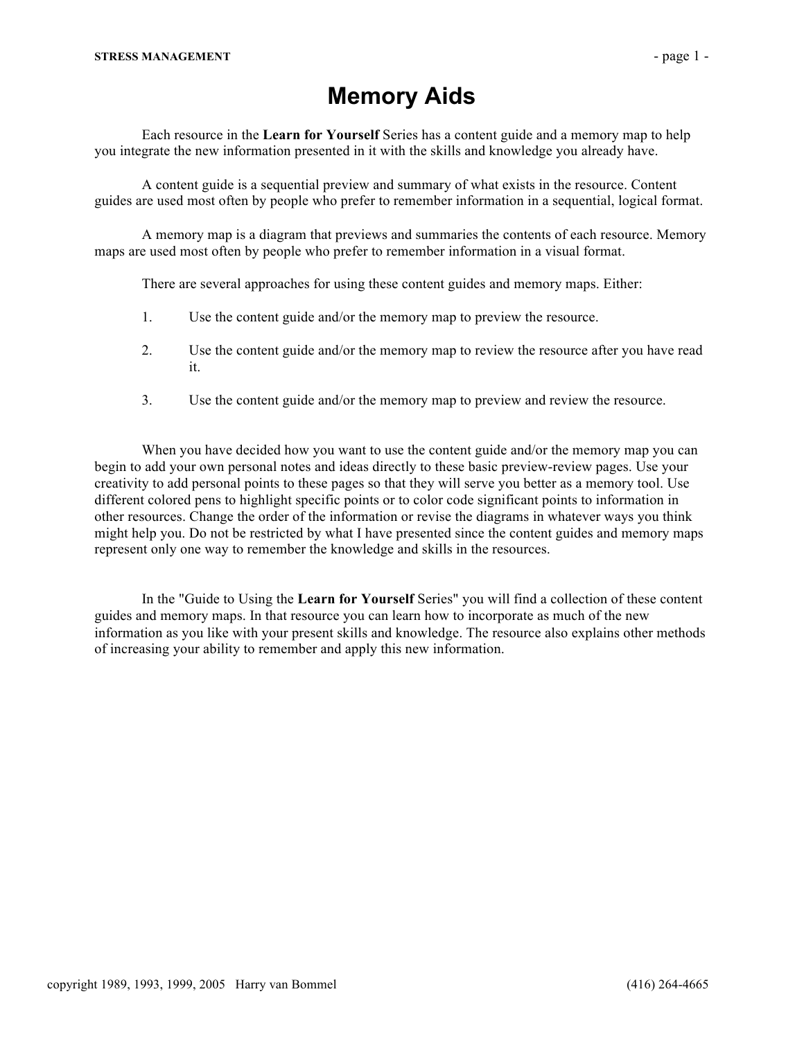# Memory Aids

Each resource in the **Learn for Yourself** Series has a content guide and a memory map to help you integrate the new information presented in it with the skills and knowledge you already have.

A content guide is a sequential preview and summary of what exists in the resource. Content guides are used most often by people who prefer to remember information in a sequential, logical format.

A memory map is a diagram that previews and summaries the contents of each resource. Memory maps are used most often by people who prefer to remember information in a visual format.

There are several approaches for using these content guides and memory maps. Either:

1. Use the content guide and/or the memory map to preview the resource.
2. Use the content guide and/or the memory map to review the resource after you have read it.
3. Use the content guide and/or the memory map to preview and review the resource.

When you have decided how you want to use the content guide and/or the memory map you can begin to add your own personal notes and ideas directly to these basic preview-review pages. Use your creativity to add personal points to these pages so that they will serve you better as a memory tool. Use different colored pens to highlight specific points or to color code significant points to information in other resources. Change the order of the information or revise the diagrams in whatever ways you think might help you. Do not be restricted by what I have presented since the content guides and memory maps represent only one way to remember the knowledge and skills in the resources.

In the "Guide to Using the **Learn for Yourself** Series" you will find a collection of these content guides and memory maps. In that resource you can learn how to incorporate as much of the new information as you like with your present skills and knowledge. The resource also explains other methods of increasing your ability to remember and apply this new information.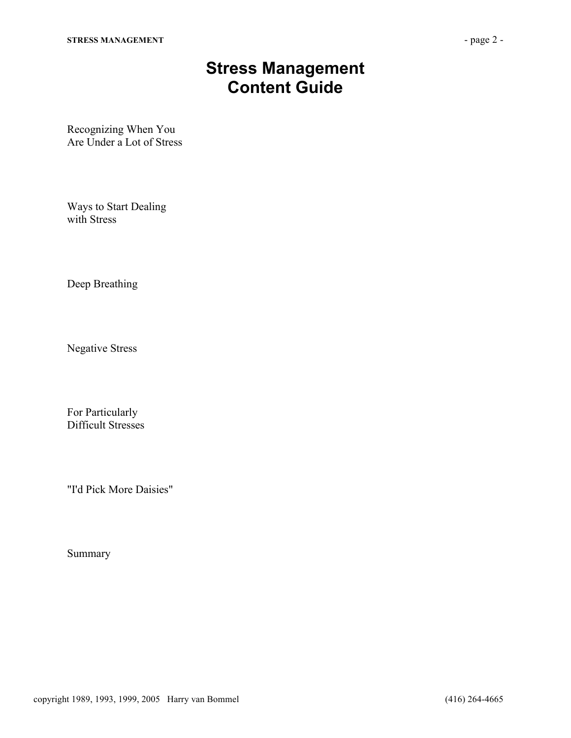# Stress Management Content Guide

Recognizing When You Are Under a Lot of Stress

Ways to Start Dealing with Stress

Deep Breathing

Negative Stress

For Particularly Difficult Stresses

"I'd Pick More Daisies"

Summary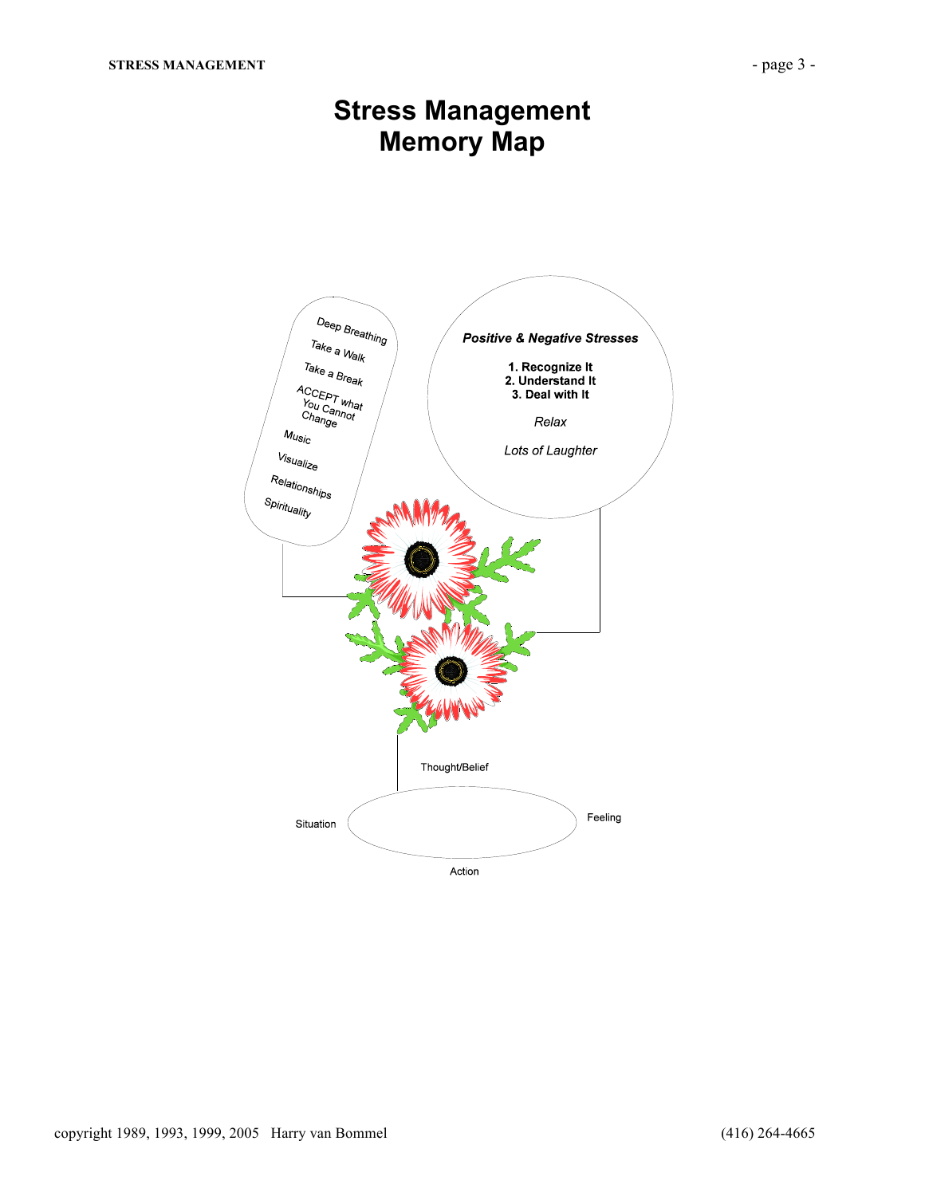# Stress Management Memory Map

Deep Breathing

Take a Walk

Take a Break

ACCEPT what You Cannot Change

Music

Visualize

Relationships

Spirituality

***Positive & Negative Stresses***

**1. Recognize It**
**2. Understand It**
**3. Deal with It**

*Relax*

*Lots of Laughter*

Thought/Belief

Situation

Feeling

Action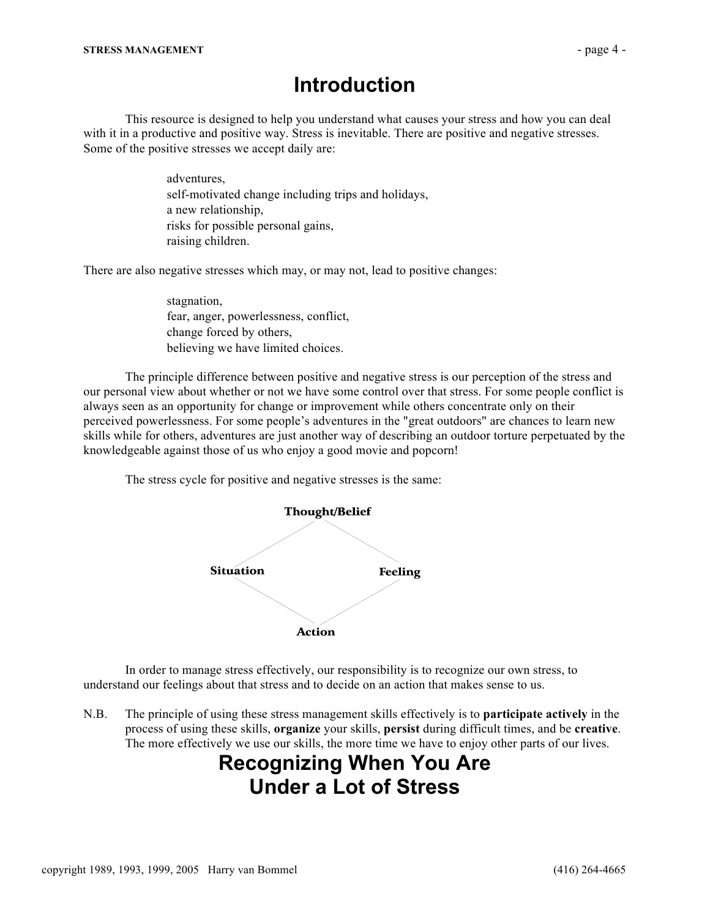# Introduction

This resource is designed to help you understand what causes your stress and how you can deal with it in a productive and positive way. Stress is inevitable. There are positive and negative stresses. Some of the positive stresses we accept daily are:

adventures,
self-motivated change including trips and holidays,
a new relationship,
risks for possible personal gains,
raising children.

There are also negative stresses which may, or may not, lead to positive changes:

stagnation,
fear, anger, powerlessness, conflict,
change forced by others,
believing we have limited choices.

The principle difference between positive and negative stress is our perception of the stress and our personal view about whether or not we have some control over that stress. For some people conflict is always seen as an opportunity for change or improvement while others concentrate only on their perceived powerlessness. For some people's adventures in the "great outdoors" are chances to learn new skills while for others, adventures are just another way of describing an outdoor torture perpetuated by the knowledgeable against those of us who enjoy a good movie and popcorn!

The stress cycle for positive and negative stresses is the same:

**Thought/Belief**

**Situation** **Feeling**

**Action**

In order to manage stress effectively, our responsibility is to recognize our own stress, to understand our feelings about that stress and to decide on an action that makes sense to us.

N.B. The principle of using these stress management skills effectively is to **participate actively** in the process of using these skills, **organize** your skills, **persist** during difficult times, and be **creative**. The more effectively we use our skills, the more time we have to enjoy other parts of our lives.

# Recognizing When You Are Under a Lot of Stress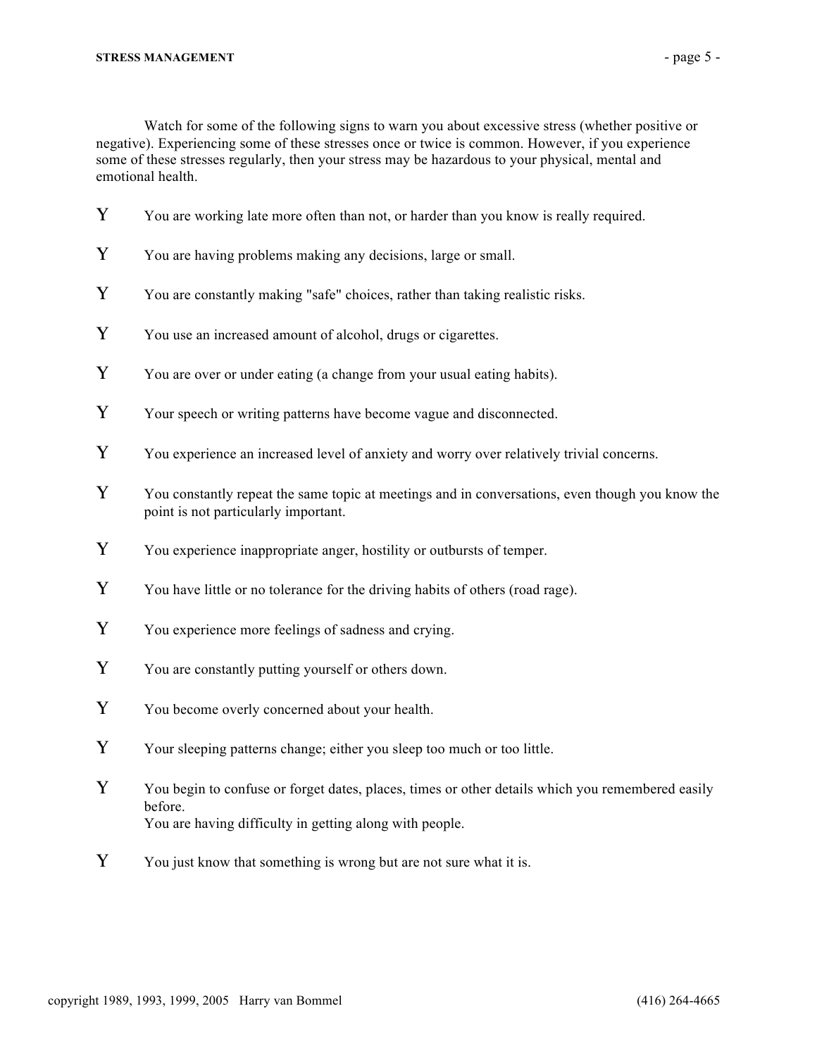Watch for some of the following signs to warn you about excessive stress (whether positive or negative). Experiencing some of these stresses once or twice is common. However, if you experience some of these stresses regularly, then your stress may be hazardous to your physical, mental and emotional health.

- You are working late more often than not, or harder than you know is really required.
- You are having problems making any decisions, large or small.
- You are constantly making "safe" choices, rather than taking realistic risks.
- You use an increased amount of alcohol, drugs or cigarettes.
- You are over or under eating (a change from your usual eating habits).
- Your speech or writing patterns have become vague and disconnected.
- You experience an increased level of anxiety and worry over relatively trivial concerns.
- You constantly repeat the same topic at meetings and in conversations, even though you know the point is not particularly important.
- You experience inappropriate anger, hostility or outbursts of temper.
- You have little or no tolerance for the driving habits of others (road rage).
- You experience more feelings of sadness and crying.
- You are constantly putting yourself or others down.
- You become overly concerned about your health.
- Your sleeping patterns change; either you sleep too much or too little.
- You begin to confuse or forget dates, places, times or other details which you remembered easily before.  
  You are having difficulty in getting along with people.
- You just know that something is wrong but are not sure what it is.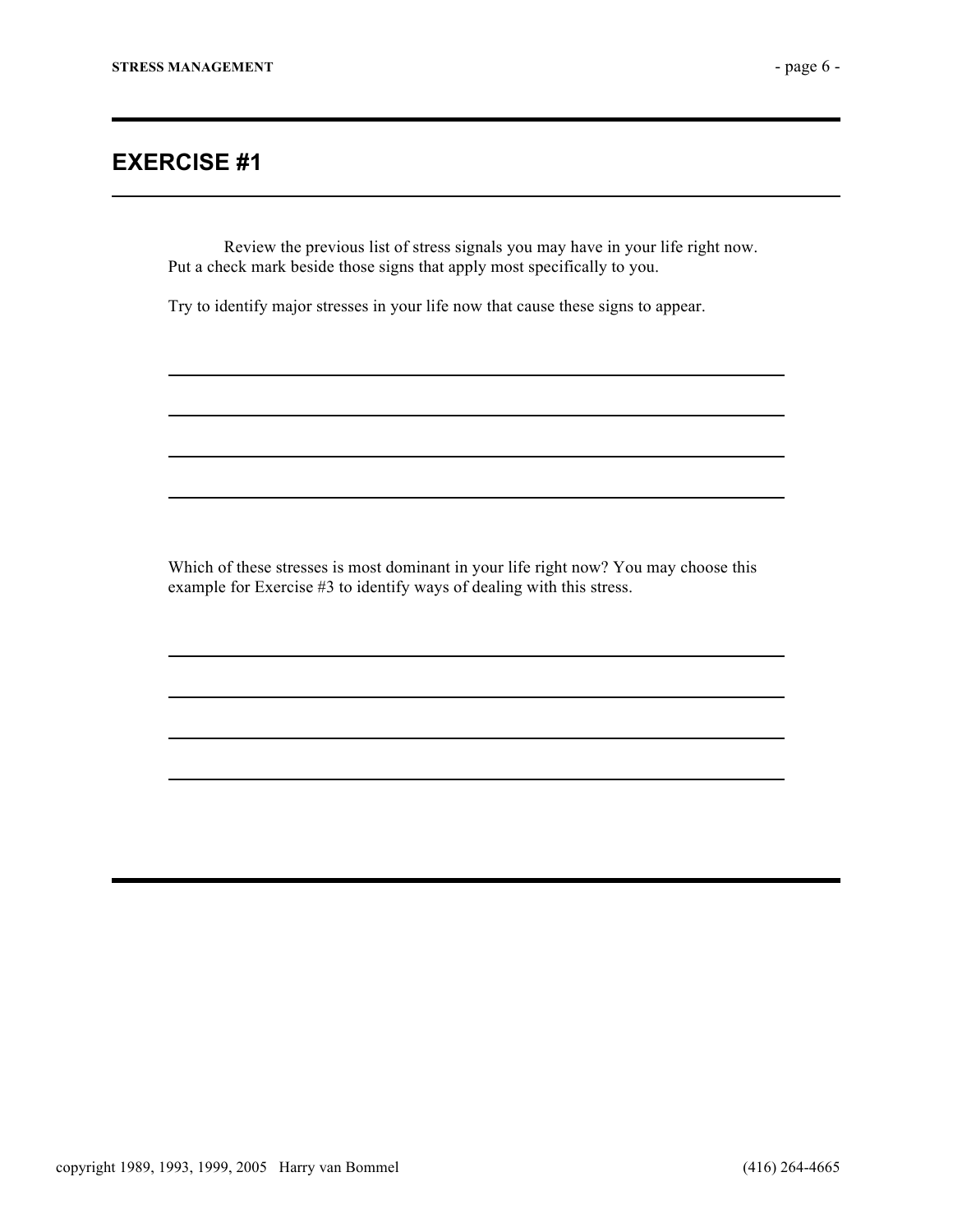## EXERCISE #1

Review the previous list of stress signals you may have in your life right now. Put a check mark beside those signs that apply most specifically to you.

Try to identify major stresses in your life now that cause these signs to appear.

\_\_\_\_\_\_\_\_\_\_\_\_\_\_\_\_\_\_\_\_\_\_\_\_\_\_\_\_\_\_\_\_\_\_\_\_\_\_\_\_\_\_\_\_\_\_\_\_\_\_\_\_\_\_\_\_\_\_\_\_\_\_\_\_

\_\_\_\_\_\_\_\_\_\_\_\_\_\_\_\_\_\_\_\_\_\_\_\_\_\_\_\_\_\_\_\_\_\_\_\_\_\_\_\_\_\_\_\_\_\_\_\_\_\_\_\_\_\_\_\_\_\_\_\_\_\_\_\_

\_\_\_\_\_\_\_\_\_\_\_\_\_\_\_\_\_\_\_\_\_\_\_\_\_\_\_\_\_\_\_\_\_\_\_\_\_\_\_\_\_\_\_\_\_\_\_\_\_\_\_\_\_\_\_\_\_\_\_\_\_\_\_\_

\_\_\_\_\_\_\_\_\_\_\_\_\_\_\_\_\_\_\_\_\_\_\_\_\_\_\_\_\_\_\_\_\_\_\_\_\_\_\_\_\_\_\_\_\_\_\_\_\_\_\_\_\_\_\_\_\_\_\_\_\_\_\_\_

Which of these stresses is most dominant in your life right now? You may choose this example for Exercise #3 to identify ways of dealing with this stress.

\_\_\_\_\_\_\_\_\_\_\_\_\_\_\_\_\_\_\_\_\_\_\_\_\_\_\_\_\_\_\_\_\_\_\_\_\_\_\_\_\_\_\_\_\_\_\_\_\_\_\_\_\_\_\_\_\_\_\_\_\_\_\_\_

\_\_\_\_\_\_\_\_\_\_\_\_\_\_\_\_\_\_\_\_\_\_\_\_\_\_\_\_\_\_\_\_\_\_\_\_\_\_\_\_\_\_\_\_\_\_\_\_\_\_\_\_\_\_\_\_\_\_\_\_\_\_\_\_

\_\_\_\_\_\_\_\_\_\_\_\_\_\_\_\_\_\_\_\_\_\_\_\_\_\_\_\_\_\_\_\_\_\_\_\_\_\_\_\_\_\_\_\_\_\_\_\_\_\_\_\_\_\_\_\_\_\_\_\_\_\_\_\_

\_\_\_\_\_\_\_\_\_\_\_\_\_\_\_\_\_\_\_\_\_\_\_\_\_\_\_\_\_\_\_\_\_\_\_\_\_\_\_\_\_\_\_\_\_\_\_\_\_\_\_\_\_\_\_\_\_\_\_\_\_\_\_\_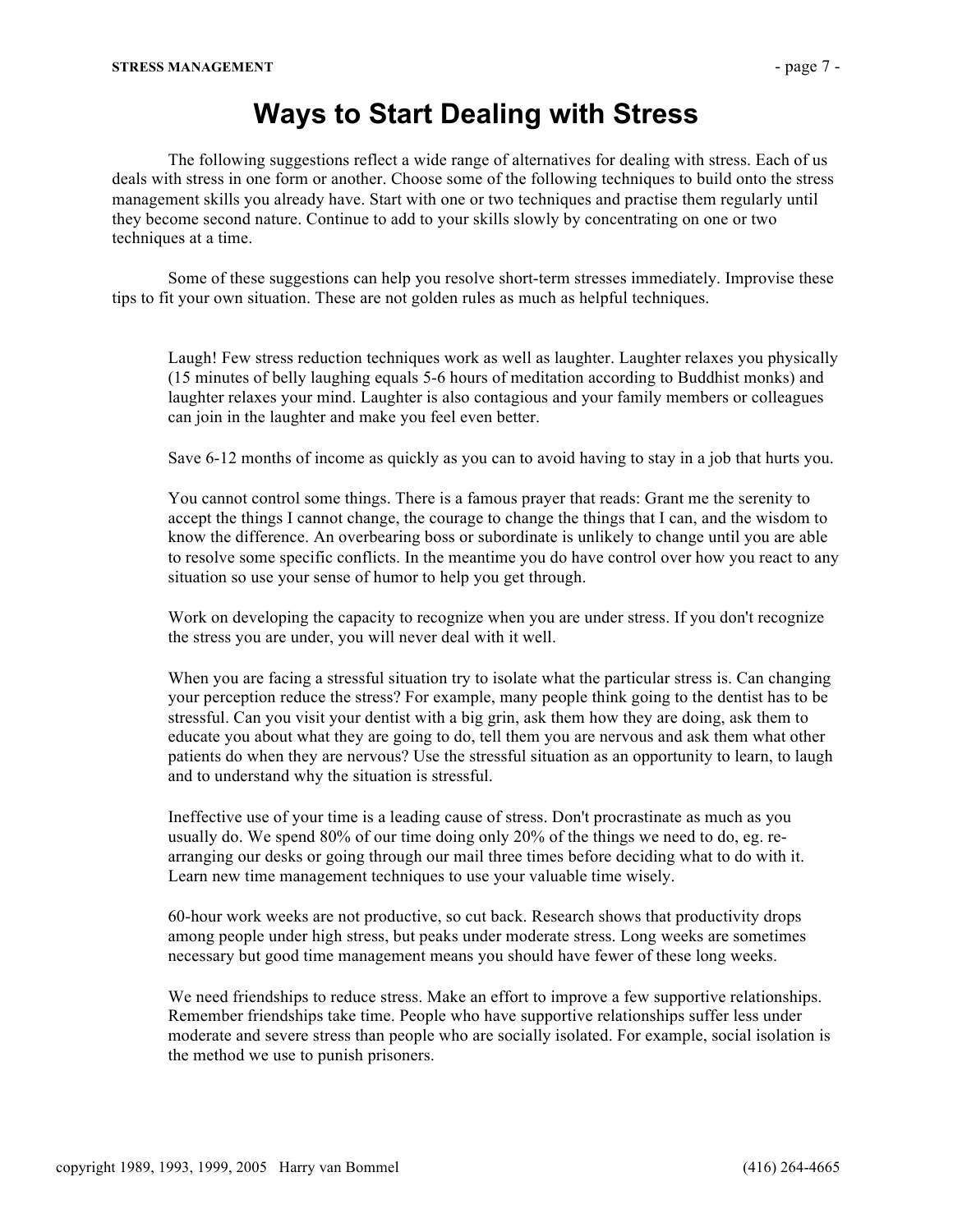# Ways to Start Dealing with Stress

The following suggestions reflect a wide range of alternatives for dealing with stress. Each of us deals with stress in one form or another. Choose some of the following techniques to build onto the stress management skills you already have. Start with one or two techniques and practise them regularly until they become second nature. Continue to add to your skills slowly by concentrating on one or two techniques at a time.

Some of these suggestions can help you resolve short-term stresses immediately. Improvise these tips to fit your own situation. These are not golden rules as much as helpful techniques.

Laugh! Few stress reduction techniques work as well as laughter. Laughter relaxes you physically (15 minutes of belly laughing equals 5-6 hours of meditation according to Buddhist monks) and laughter relaxes your mind. Laughter is also contagious and your family members or colleagues can join in the laughter and make you feel even better.

Save 6-12 months of income as quickly as you can to avoid having to stay in a job that hurts you.

You cannot control some things. There is a famous prayer that reads: Grant me the serenity to accept the things I cannot change, the courage to change the things that I can, and the wisdom to know the difference. An overbearing boss or subordinate is unlikely to change until you are able to resolve some specific conflicts. In the meantime you do have control over how you react to any situation so use your sense of humor to help you get through.

Work on developing the capacity to recognize when you are under stress. If you don't recognize the stress you are under, you will never deal with it well.

When you are facing a stressful situation try to isolate what the particular stress is. Can changing your perception reduce the stress? For example, many people think going to the dentist has to be stressful. Can you visit your dentist with a big grin, ask them how they are doing, ask them to educate you about what they are going to do, tell them you are nervous and ask them what other patients do when they are nervous? Use the stressful situation as an opportunity to learn, to laugh and to understand why the situation is stressful.

Ineffective use of your time is a leading cause of stress. Don't procrastinate as much as you usually do. We spend 80% of our time doing only 20% of the things we need to do, eg. re-arranging our desks or going through our mail three times before deciding what to do with it. Learn new time management techniques to use your valuable time wisely.

60-hour work weeks are not productive, so cut back. Research shows that productivity drops among people under high stress, but peaks under moderate stress. Long weeks are sometimes necessary but good time management means you should have fewer of these long weeks.

We need friendships to reduce stress. Make an effort to improve a few supportive relationships. Remember friendships take time. People who have supportive relationships suffer less under moderate and severe stress than people who are socially isolated. For example, social isolation is the method we use to punish prisoners.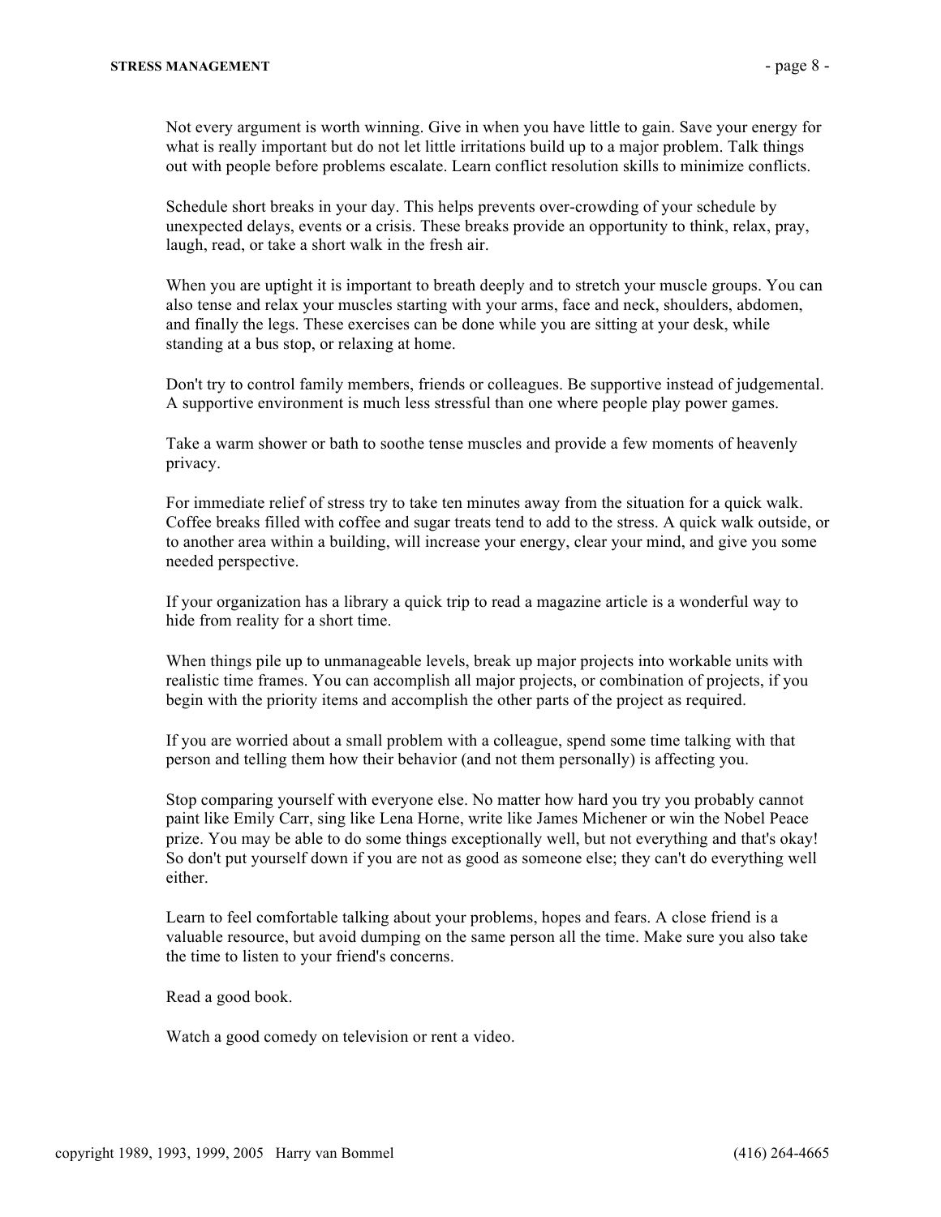Not every argument is worth winning. Give in when you have little to gain. Save your energy for what is really important but do not let little irritations build up to a major problem. Talk things out with people before problems escalate. Learn conflict resolution skills to minimize conflicts.

Schedule short breaks in your day. This helps prevents over-crowding of your schedule by unexpected delays, events or a crisis. These breaks provide an opportunity to think, relax, pray, laugh, read, or take a short walk in the fresh air.

When you are uptight it is important to breath deeply and to stretch your muscle groups. You can also tense and relax your muscles starting with your arms, face and neck, shoulders, abdomen, and finally the legs. These exercises can be done while you are sitting at your desk, while standing at a bus stop, or relaxing at home.

Don't try to control family members, friends or colleagues. Be supportive instead of judgemental. A supportive environment is much less stressful than one where people play power games.

Take a warm shower or bath to soothe tense muscles and provide a few moments of heavenly privacy.

For immediate relief of stress try to take ten minutes away from the situation for a quick walk. Coffee breaks filled with coffee and sugar treats tend to add to the stress. A quick walk outside, or to another area within a building, will increase your energy, clear your mind, and give you some needed perspective.

If your organization has a library a quick trip to read a magazine article is a wonderful way to hide from reality for a short time.

When things pile up to unmanageable levels, break up major projects into workable units with realistic time frames. You can accomplish all major projects, or combination of projects, if you begin with the priority items and accomplish the other parts of the project as required.

If you are worried about a small problem with a colleague, spend some time talking with that person and telling them how their behavior (and not them personally) is affecting you.

Stop comparing yourself with everyone else. No matter how hard you try you probably cannot paint like Emily Carr, sing like Lena Horne, write like James Michener or win the Nobel Peace prize. You may be able to do some things exceptionally well, but not everything and that's okay! So don't put yourself down if you are not as good as someone else; they can't do everything well either.

Learn to feel comfortable talking about your problems, hopes and fears. A close friend is a valuable resource, but avoid dumping on the same person all the time. Make sure you also take the time to listen to your friend's concerns.

Read a good book.

Watch a good comedy on television or rent a video.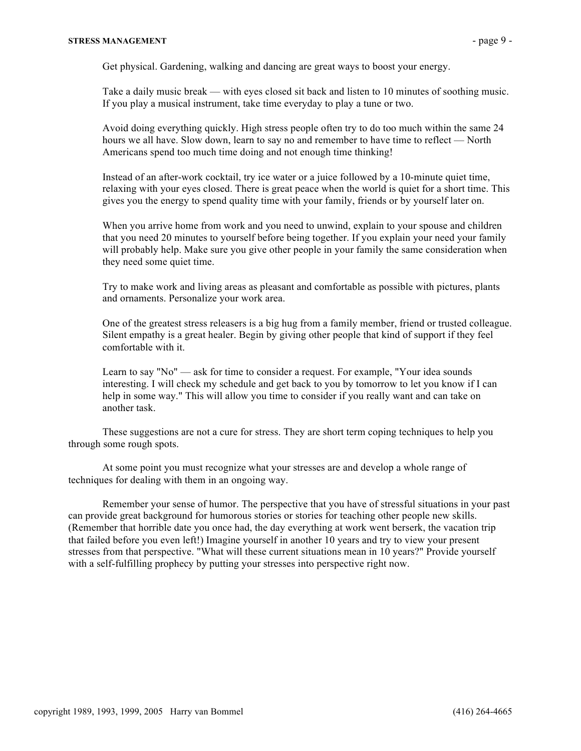Get physical. Gardening, walking and dancing are great ways to boost your energy.

Take a daily music break — with eyes closed sit back and listen to 10 minutes of soothing music. If you play a musical instrument, take time everyday to play a tune or two.

Avoid doing everything quickly. High stress people often try to do too much within the same 24 hours we all have. Slow down, learn to say no and remember to have time to reflect — North Americans spend too much time doing and not enough time thinking!

Instead of an after-work cocktail, try ice water or a juice followed by a 10-minute quiet time, relaxing with your eyes closed. There is great peace when the world is quiet for a short time. This gives you the energy to spend quality time with your family, friends or by yourself later on.

When you arrive home from work and you need to unwind, explain to your spouse and children that you need 20 minutes to yourself before being together. If you explain your need your family will probably help. Make sure you give other people in your family the same consideration when they need some quiet time.

Try to make work and living areas as pleasant and comfortable as possible with pictures, plants and ornaments. Personalize your work area.

One of the greatest stress releasers is a big hug from a family member, friend or trusted colleague. Silent empathy is a great healer. Begin by giving other people that kind of support if they feel comfortable with it.

Learn to say "No" — ask for time to consider a request. For example, "Your idea sounds interesting. I will check my schedule and get back to you by tomorrow to let you know if I can help in some way." This will allow you time to consider if you really want and can take on another task.

These suggestions are not a cure for stress. They are short term coping techniques to help you through some rough spots.

At some point you must recognize what your stresses are and develop a whole range of techniques for dealing with them in an ongoing way.

Remember your sense of humor. The perspective that you have of stressful situations in your past can provide great background for humorous stories or stories for teaching other people new skills. (Remember that horrible date you once had, the day everything at work went berserk, the vacation trip that failed before you even left!) Imagine yourself in another 10 years and try to view your present stresses from that perspective. "What will these current situations mean in 10 years?" Provide yourself with a self-fulfilling prophecy by putting your stresses into perspective right now.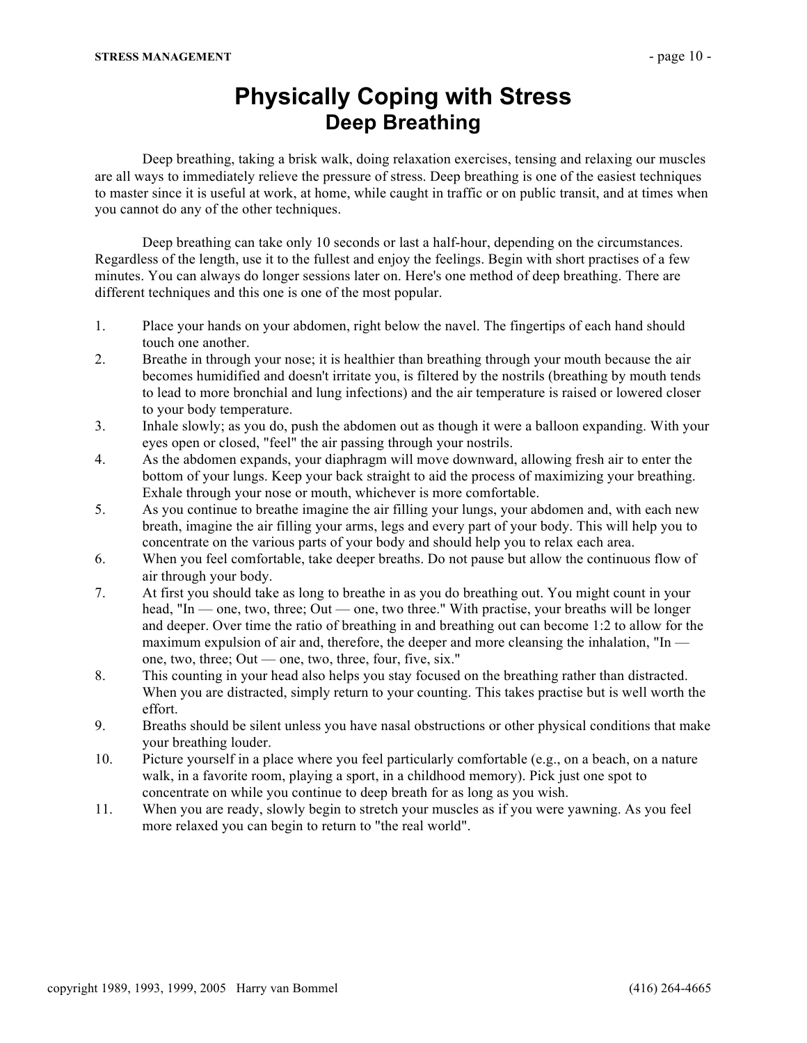# Physically Coping with Stress

## Deep Breathing

Deep breathing, taking a brisk walk, doing relaxation exercises, tensing and relaxing our muscles are all ways to immediately relieve the pressure of stress. Deep breathing is one of the easiest techniques to master since it is useful at work, at home, while caught in traffic or on public transit, and at times when you cannot do any of the other techniques.

Deep breathing can take only 10 seconds or last a half-hour, depending on the circumstances. Regardless of the length, use it to the fullest and enjoy the feelings. Begin with short practises of a few minutes. You can always do longer sessions later on. Here's one method of deep breathing. There are different techniques and this one is one of the most popular.

1. Place your hands on your abdomen, right below the navel. The fingertips of each hand should touch one another.
2. Breathe in through your nose; it is healthier than breathing through your mouth because the air becomes humidified and doesn't irritate you, is filtered by the nostrils (breathing by mouth tends to lead to more bronchial and lung infections) and the air temperature is raised or lowered closer to your body temperature.
3. Inhale slowly; as you do, push the abdomen out as though it were a balloon expanding. With your eyes open or closed, "feel" the air passing through your nostrils.
4. As the abdomen expands, your diaphragm will move downward, allowing fresh air to enter the bottom of your lungs. Keep your back straight to aid the process of maximizing your breathing. Exhale through your nose or mouth, whichever is more comfortable.
5. As you continue to breathe imagine the air filling your lungs, your abdomen and, with each new breath, imagine the air filling your arms, legs and every part of your body. This will help you to concentrate on the various parts of your body and should help you to relax each area.
6. When you feel comfortable, take deeper breaths. Do not pause but allow the continuous flow of air through your body.
7. At first you should take as long to breathe in as you do breathing out. You might count in your head, "In — one, two, three; Out — one, two three." With practise, your breaths will be longer and deeper. Over time the ratio of breathing in and breathing out can become 1:2 to allow for the maximum expulsion of air and, therefore, the deeper and more cleansing the inhalation, "In — one, two, three; Out — one, two, three, four, five, six."
8. This counting in your head also helps you stay focused on the breathing rather than distracted. When you are distracted, simply return to your counting. This takes practise but is well worth the effort.
9. Breaths should be silent unless you have nasal obstructions or other physical conditions that make your breathing louder.
10. Picture yourself in a place where you feel particularly comfortable (e.g., on a beach, on a nature walk, in a favorite room, playing a sport, in a childhood memory). Pick just one spot to concentrate on while you continue to deep breath for as long as you wish.
11. When you are ready, slowly begin to stretch your muscles as if you were yawning. As you feel more relaxed you can begin to return to "the real world".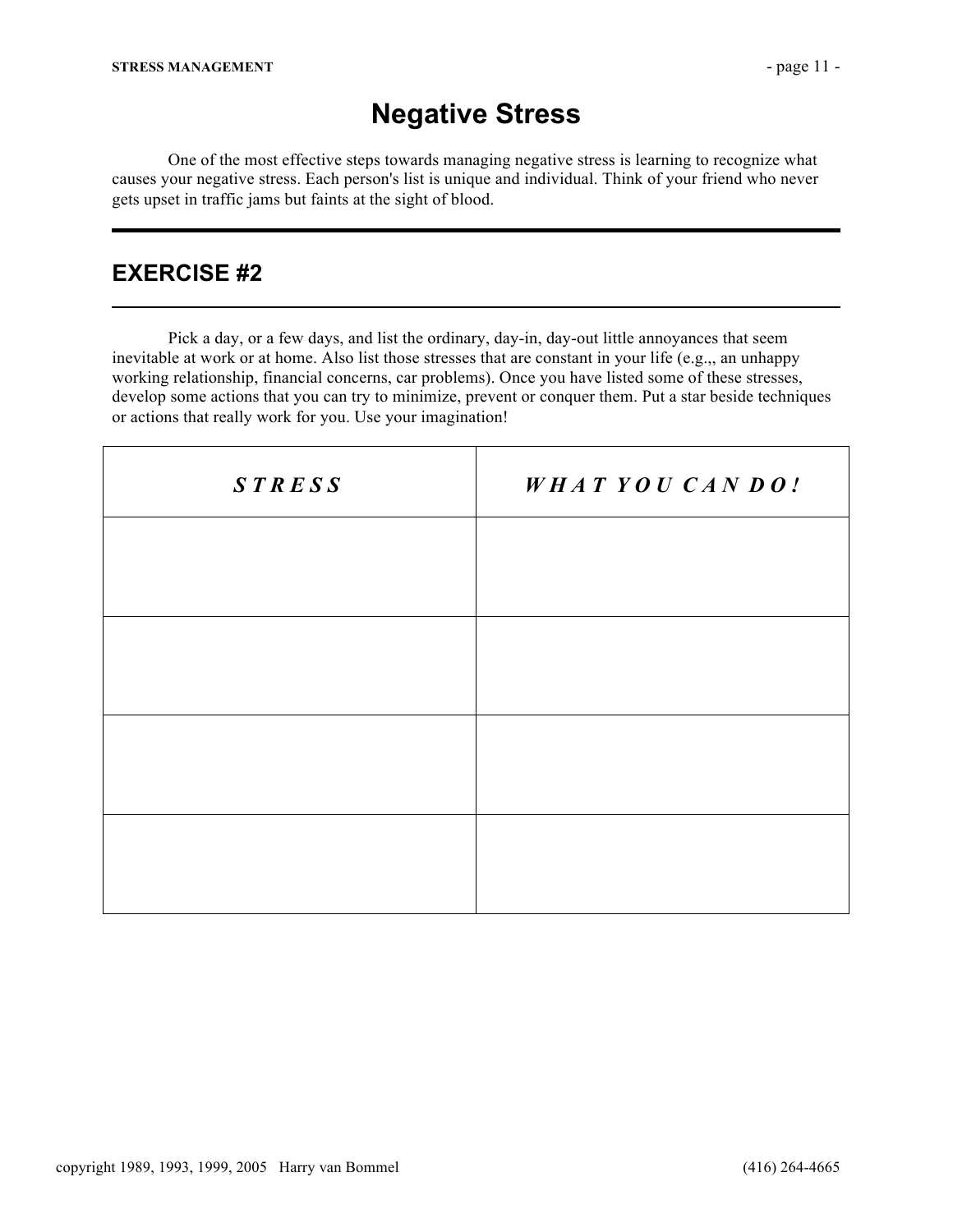# Negative Stress

One of the most effective steps towards managing negative stress is learning to recognize what causes your negative stress. Each person's list is unique and individual. Think of your friend who never gets upset in traffic jams but faints at the sight of blood.

---

## EXERCISE #2

---

Pick a day, or a few days, and list the ordinary, day-in, day-out little annoyances that seem inevitable at work or at home. Also list those stresses that are constant in your life (e.g.,, an unhappy working relationship, financial concerns, car problems). Once you have listed some of these stresses, develop some actions that you can try to minimize, prevent or conquer them. Put a star beside techniques or actions that really work for you. Use your imagination!

| ***S T R E S S*** | ***W H A T  Y O U  C A N  D O !*** |
|---|---|
| | |
| | |
| | |
| | |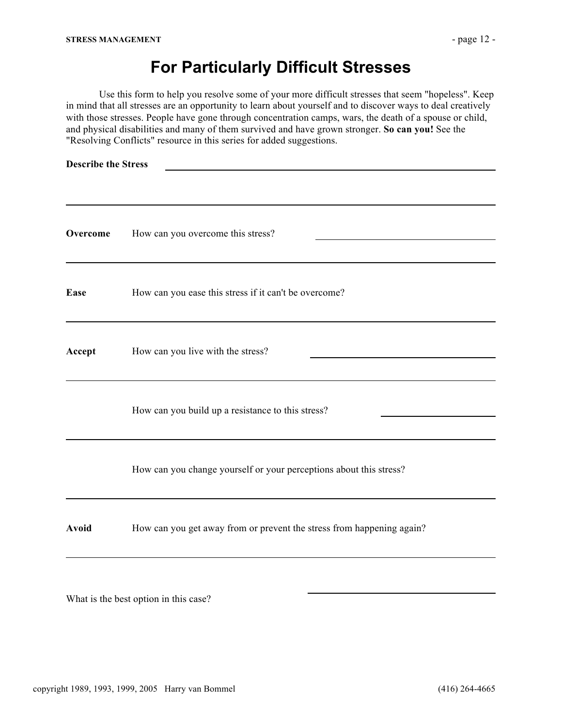# For Particularly Difficult Stresses

Use this form to help you resolve some of your more difficult stresses that seem "hopeless". Keep in mind that all stresses are an opportunity to learn about yourself and to discover ways to deal creatively with those stresses. People have gone through concentration camps, wars, the death of a spouse or child, and physical disabilities and many of them survived and have grown stronger. **So can you!** See the "Resolving Conflicts" resource in this series for added suggestions.

**Describe the Stress** ______________________________

______________________________

**Overcome** How can you overcome this stress? ______________________________

______________________________

**Ease** How can you ease this stress if it can't be overcome?

______________________________

**Accept** How can you live with the stress? ______________________________

______________________________

How can you build up a resistance to this stress? ______________________________

______________________________

How can you change yourself or your perceptions about this stress?

______________________________

**Avoid** How can you get away from or prevent the stress from happening again?

______________________________

What is the best option in this case? ______________________________

copyright 1989, 1993, 1999, 2005 Harry van Bommel (416) 264-4665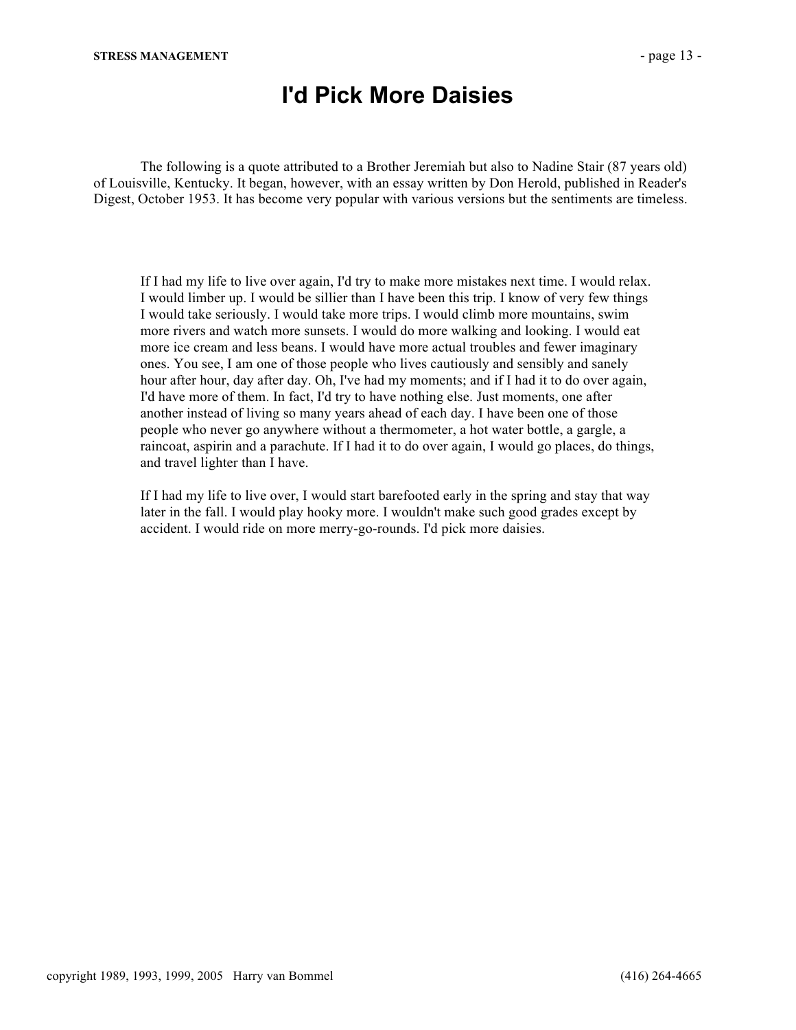# I'd Pick More Daisies

The following is a quote attributed to a Brother Jeremiah but also to Nadine Stair (87 years old) of Louisville, Kentucky. It began, however, with an essay written by Don Herold, published in Reader's Digest, October 1953. It has become very popular with various versions but the sentiments are timeless.

> If I had my life to live over again, I'd try to make more mistakes next time. I would relax. I would limber up. I would be sillier than I have been this trip. I know of very few things I would take seriously. I would take more trips. I would climb more mountains, swim more rivers and watch more sunsets. I would do more walking and looking. I would eat more ice cream and less beans. I would have more actual troubles and fewer imaginary ones. You see, I am one of those people who lives cautiously and sensibly and sanely hour after hour, day after day. Oh, I've had my moments; and if I had it to do over again, I'd have more of them. In fact, I'd try to have nothing else. Just moments, one after another instead of living so many years ahead of each day. I have been one of those people who never go anywhere without a thermometer, a hot water bottle, a gargle, a raincoat, aspirin and a parachute. If I had it to do over again, I would go places, do things, and travel lighter than I have.
>
> If I had my life to live over, I would start barefooted early in the spring and stay that way later in the fall. I would play hooky more. I wouldn't make such good grades except by accident. I would ride on more merry-go-rounds. I'd pick more daisies.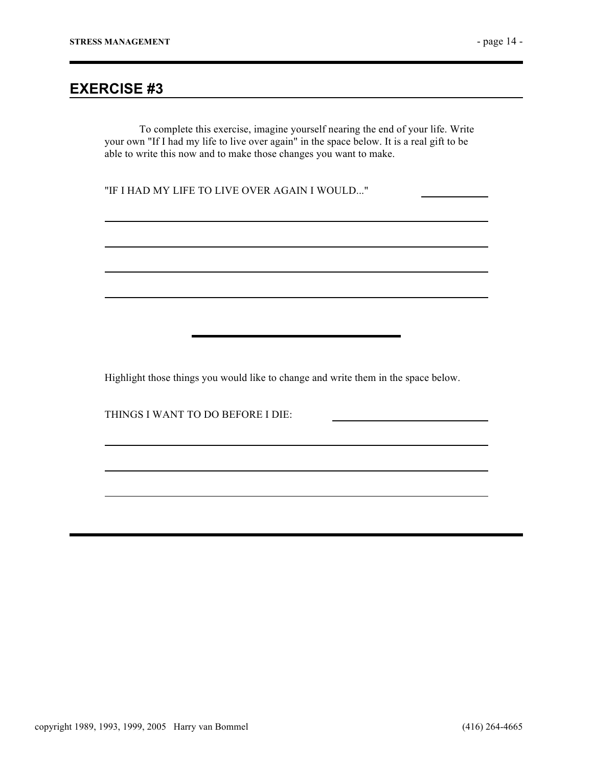## EXERCISE #3

To complete this exercise, imagine yourself nearing the end of your life. Write your own "If I had my life to live over again" in the space below. It is a real gift to be able to write this now and to make those changes you want to make.

"IF I HAD MY LIFE TO LIVE OVER AGAIN I WOULD..." ____________

______________________________________________________________

______________________________________________________________

______________________________________________________________

______________________________________________________________

---

Highlight those things you would like to change and write them in the space below.

THINGS I WANT TO DO BEFORE I DIE: ____________________

______________________________________________________________

______________________________________________________________

______________________________________________________________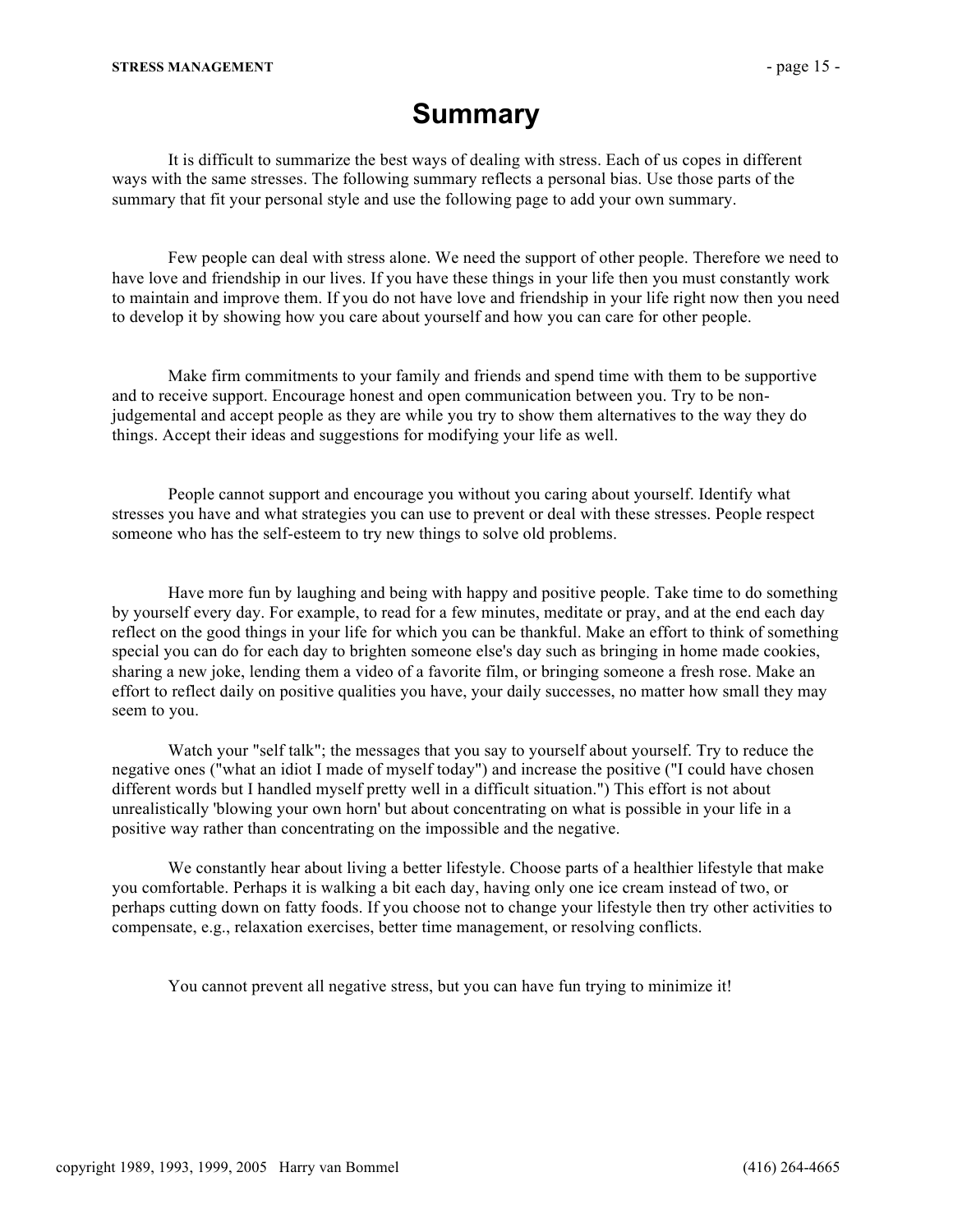# Summary

It is difficult to summarize the best ways of dealing with stress. Each of us copes in different ways with the same stresses. The following summary reflects a personal bias. Use those parts of the summary that fit your personal style and use the following page to add your own summary.

Few people can deal with stress alone. We need the support of other people. Therefore we need to have love and friendship in our lives. If you have these things in your life then you must constantly work to maintain and improve them. If you do not have love and friendship in your life right now then you need to develop it by showing how you care about yourself and how you can care for other people.

Make firm commitments to your family and friends and spend time with them to be supportive and to receive support. Encourage honest and open communication between you. Try to be non-judgemental and accept people as they are while you try to show them alternatives to the way they do things. Accept their ideas and suggestions for modifying your life as well.

People cannot support and encourage you without you caring about yourself. Identify what stresses you have and what strategies you can use to prevent or deal with these stresses. People respect someone who has the self-esteem to try new things to solve old problems.

Have more fun by laughing and being with happy and positive people. Take time to do something by yourself every day. For example, to read for a few minutes, meditate or pray, and at the end each day reflect on the good things in your life for which you can be thankful. Make an effort to think of something special you can do for each day to brighten someone else's day such as bringing in home made cookies, sharing a new joke, lending them a video of a favorite film, or bringing someone a fresh rose. Make an effort to reflect daily on positive qualities you have, your daily successes, no matter how small they may seem to you.

Watch your "self talk"; the messages that you say to yourself about yourself. Try to reduce the negative ones ("what an idiot I made of myself today") and increase the positive ("I could have chosen different words but I handled myself pretty well in a difficult situation.") This effort is not about unrealistically 'blowing your own horn' but about concentrating on what is possible in your life in a positive way rather than concentrating on the impossible and the negative.

We constantly hear about living a better lifestyle. Choose parts of a healthier lifestyle that make you comfortable. Perhaps it is walking a bit each day, having only one ice cream instead of two, or perhaps cutting down on fatty foods. If you choose not to change your lifestyle then try other activities to compensate, e.g., relaxation exercises, better time management, or resolving conflicts.

You cannot prevent all negative stress, but you can have fun trying to minimize it!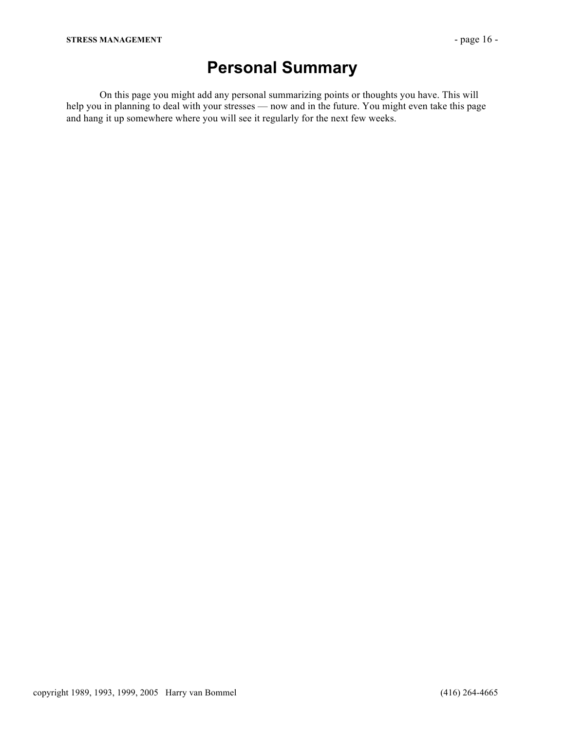# Personal Summary

On this page you might add any personal summarizing points or thoughts you have. This will help you in planning to deal with your stresses — now and in the future. You might even take this page and hang it up somewhere where you will see it regularly for the next few weeks.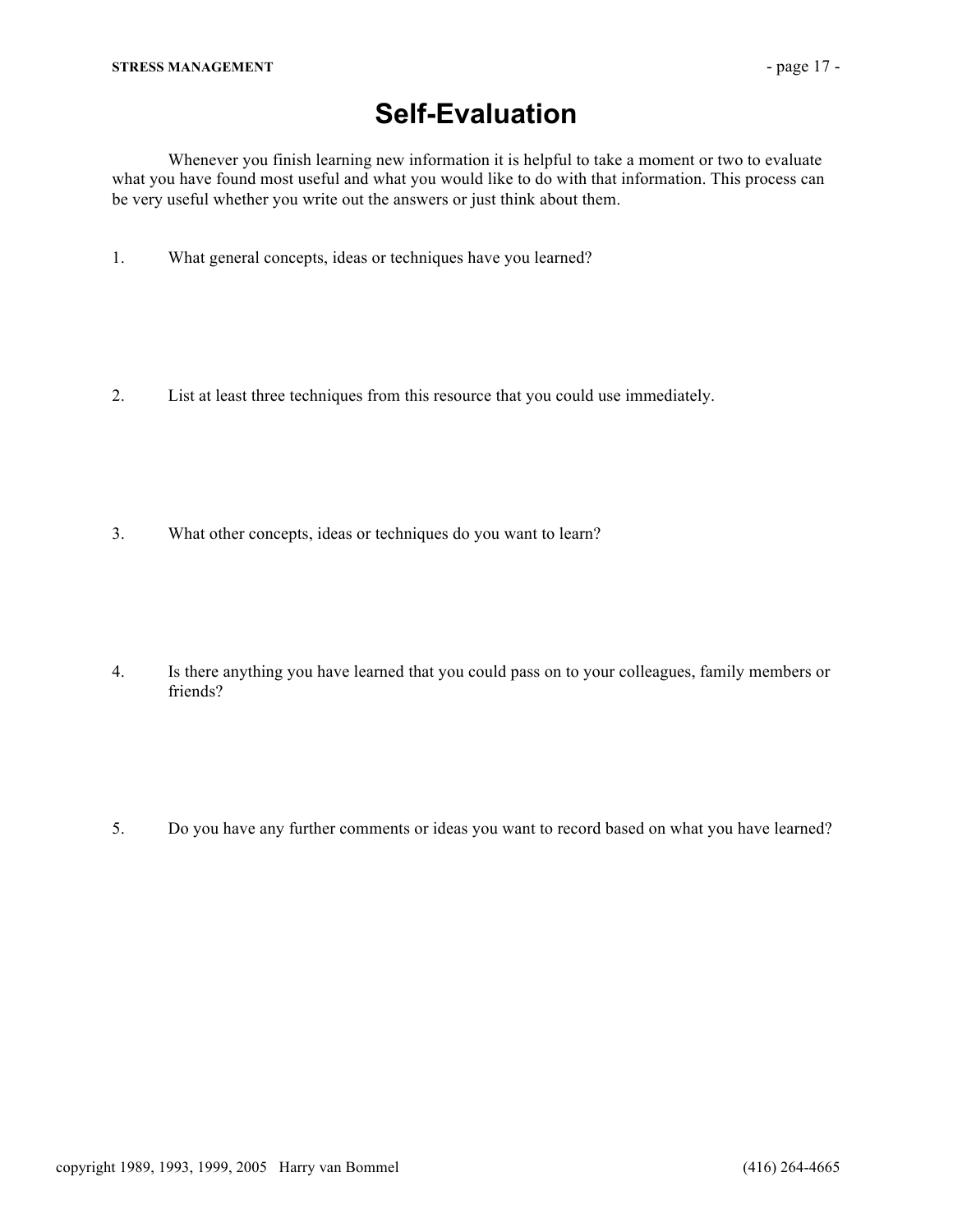# Self-Evaluation

Whenever you finish learning new information it is helpful to take a moment or two to evaluate what you have found most useful and what you would like to do with that information. This process can be very useful whether you write out the answers or just think about them.

1. What general concepts, ideas or techniques have you learned?

2. List at least three techniques from this resource that you could use immediately.

3. What other concepts, ideas or techniques do you want to learn?

4. Is there anything you have learned that you could pass on to your colleagues, family members or friends?

5. Do you have any further comments or ideas you want to record based on what you have learned?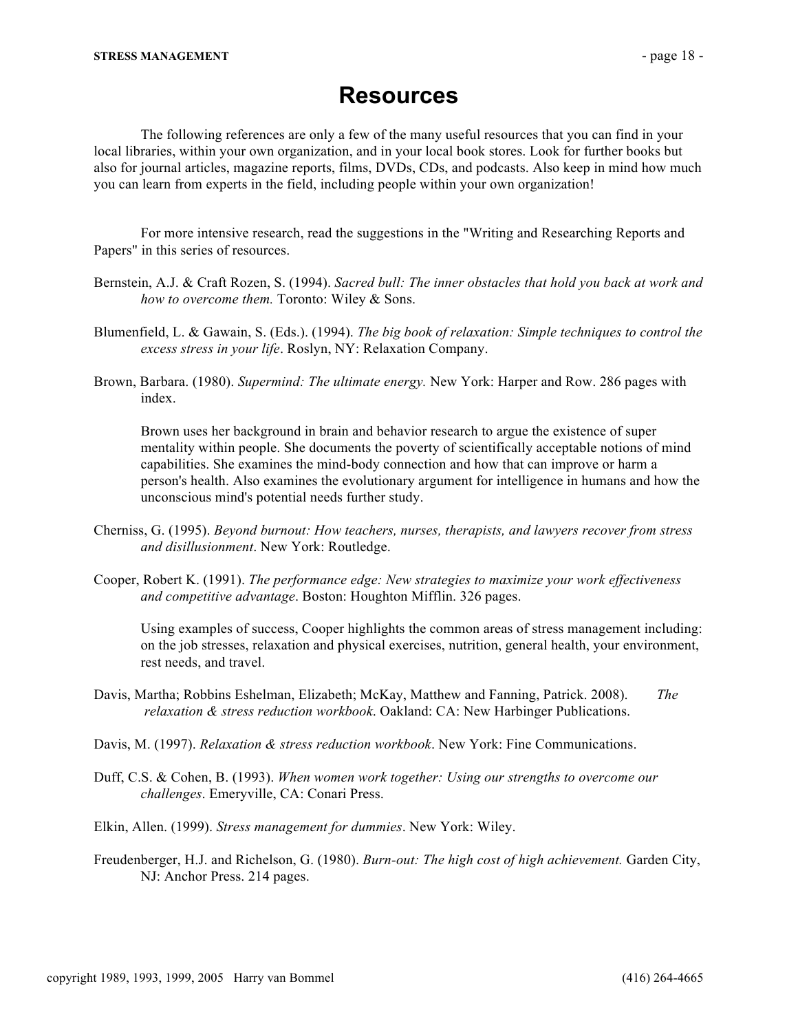# Resources

The following references are only a few of the many useful resources that you can find in your local libraries, within your own organization, and in your local book stores. Look for further books but also for journal articles, magazine reports, films, DVDs, CDs, and podcasts. Also keep in mind how much you can learn from experts in the field, including people within your own organization!

For more intensive research, read the suggestions in the "Writing and Researching Reports and Papers" in this series of resources.

Bernstein, A.J. & Craft Rozen, S. (1994). *Sacred bull: The inner obstacles that hold you back at work and how to overcome them.* Toronto: Wiley & Sons.

Blumenfield, L. & Gawain, S. (Eds.). (1994). *The big book of relaxation: Simple techniques to control the excess stress in your life*. Roslyn, NY: Relaxation Company.

Brown, Barbara. (1980). *Supermind: The ultimate energy.* New York: Harper and Row. 286 pages with index.

Brown uses her background in brain and behavior research to argue the existence of super mentality within people. She documents the poverty of scientifically acceptable notions of mind capabilities. She examines the mind-body connection and how that can improve or harm a person's health. Also examines the evolutionary argument for intelligence in humans and how the unconscious mind's potential needs further study.

Cherniss, G. (1995). *Beyond burnout: How teachers, nurses, therapists, and lawyers recover from stress and disillusionment*. New York: Routledge.

Cooper, Robert K. (1991). *The performance edge: New strategies to maximize your work effectiveness and competitive advantage*. Boston: Houghton Mifflin. 326 pages.

Using examples of success, Cooper highlights the common areas of stress management including: on the job stresses, relaxation and physical exercises, nutrition, general health, your environment, rest needs, and travel.

Davis, Martha; Robbins Eshelman, Elizabeth; McKay, Matthew and Fanning, Patrick. 2008). *The relaxation & stress reduction workbook*. Oakland: CA: New Harbinger Publications.

Davis, M. (1997). *Relaxation & stress reduction workbook*. New York: Fine Communications.

Duff, C.S. & Cohen, B. (1993). *When women work together: Using our strengths to overcome our challenges*. Emeryville, CA: Conari Press.

Elkin, Allen. (1999). *Stress management for dummies*. New York: Wiley.

Freudenberger, H.J. and Richelson, G. (1980). *Burn-out: The high cost of high achievement.* Garden City, NJ: Anchor Press. 214 pages.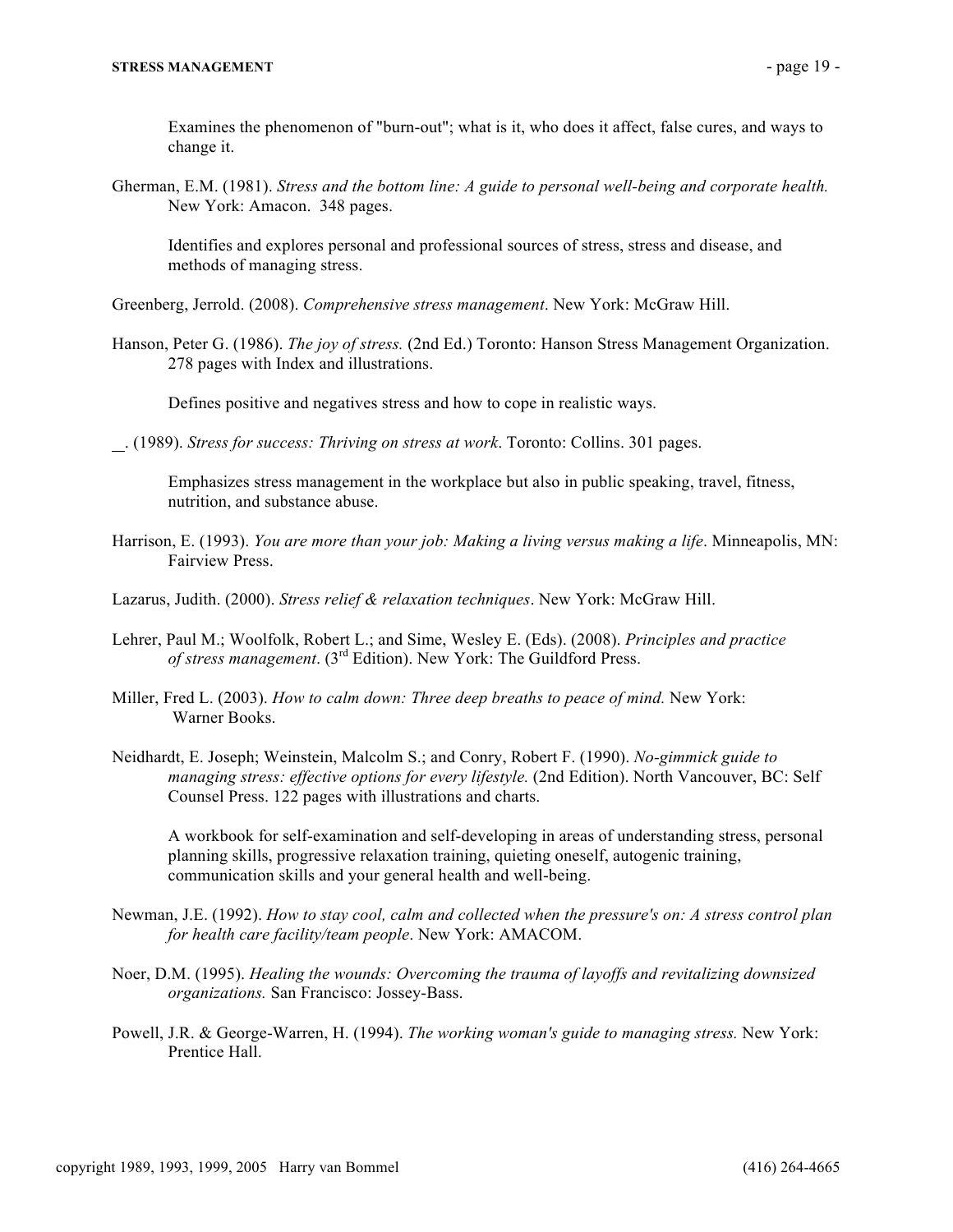Examines the phenomenon of "burn-out"; what is it, who does it affect, false cures, and ways to change it.

Gherman, E.M. (1981). *Stress and the bottom line: A guide to personal well-being and corporate health.* New York: Amacon. 348 pages.

Identifies and explores personal and professional sources of stress, stress and disease, and methods of managing stress.

Greenberg, Jerrold. (2008). *Comprehensive stress management*. New York: McGraw Hill.

Hanson, Peter G. (1986). *The joy of stress.* (2nd Ed.) Toronto: Hanson Stress Management Organization. 278 pages with Index and illustrations.

Defines positive and negatives stress and how to cope in realistic ways.

\_. (1989). *Stress for success: Thriving on stress at work*. Toronto: Collins. 301 pages.

Emphasizes stress management in the workplace but also in public speaking, travel, fitness, nutrition, and substance abuse.

Harrison, E. (1993). *You are more than your job: Making a living versus making a life*. Minneapolis, MN: Fairview Press.

Lazarus, Judith. (2000). *Stress relief & relaxation techniques*. New York: McGraw Hill.

Lehrer, Paul M.; Woolfolk, Robert L.; and Sime, Wesley E. (Eds). (2008). *Principles and practice of stress management*. (3rd Edition). New York: The Guildford Press.

Miller, Fred L. (2003). *How to calm down: Three deep breaths to peace of mind.* New York: Warner Books.

Neidhardt, E. Joseph; Weinstein, Malcolm S.; and Conry, Robert F. (1990). *No-gimmick guide to managing stress: effective options for every lifestyle.* (2nd Edition). North Vancouver, BC: Self Counsel Press. 122 pages with illustrations and charts.

A workbook for self-examination and self-developing in areas of understanding stress, personal planning skills, progressive relaxation training, quieting oneself, autogenic training, communication skills and your general health and well-being.

Newman, J.E. (1992). *How to stay cool, calm and collected when the pressure's on: A stress control plan for health care facility/team people*. New York: AMACOM.

Noer, D.M. (1995). *Healing the wounds: Overcoming the trauma of layoffs and revitalizing downsized organizations.* San Francisco: Jossey-Bass.

Powell, J.R. & George-Warren, H. (1994). *The working woman's guide to managing stress.* New York: Prentice Hall.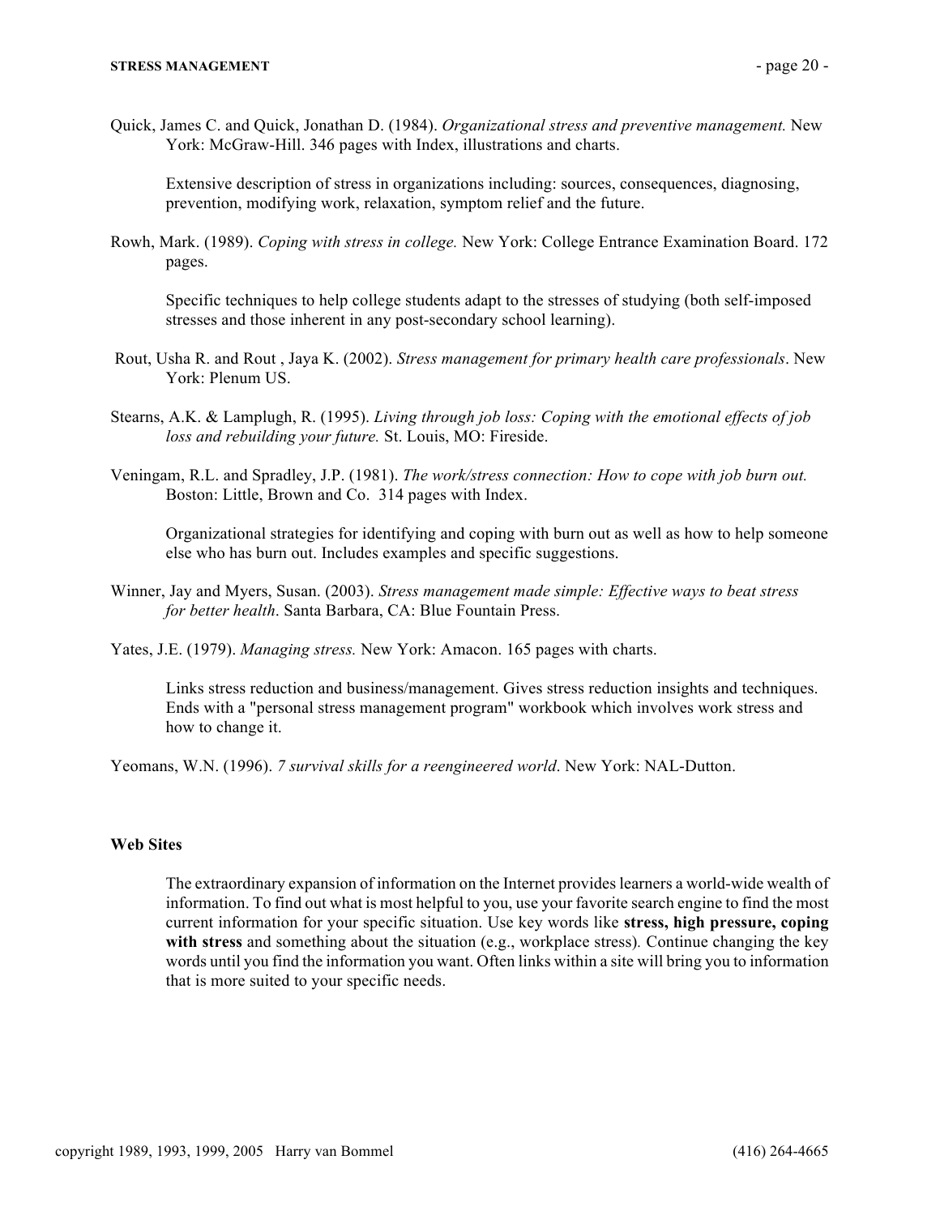Quick, James C. and Quick, Jonathan D. (1984). *Organizational stress and preventive management.* New York: McGraw-Hill. 346 pages with Index, illustrations and charts.

Extensive description of stress in organizations including: sources, consequences, diagnosing, prevention, modifying work, relaxation, symptom relief and the future.

Rowh, Mark. (1989). *Coping with stress in college.* New York: College Entrance Examination Board. 172 pages.

Specific techniques to help college students adapt to the stresses of studying (both self-imposed stresses and those inherent in any post-secondary school learning).

Rout, Usha R. and Rout , Jaya K. (2002). *Stress management for primary health care professionals*. New York: Plenum US.

Stearns, A.K. & Lamplugh, R. (1995). *Living through job loss: Coping with the emotional effects of job loss and rebuilding your future.* St. Louis, MO: Fireside.

Veningam, R.L. and Spradley, J.P. (1981). *The work/stress connection: How to cope with job burn out.* Boston: Little, Brown and Co. 314 pages with Index.

Organizational strategies for identifying and coping with burn out as well as how to help someone else who has burn out. Includes examples and specific suggestions.

Winner, Jay and Myers, Susan. (2003). *Stress management made simple: Effective ways to beat stress for better health*. Santa Barbara, CA: Blue Fountain Press.

Yates, J.E. (1979). *Managing stress.* New York: Amacon. 165 pages with charts.

Links stress reduction and business/management. Gives stress reduction insights and techniques. Ends with a "personal stress management program" workbook which involves work stress and how to change it.

Yeomans, W.N. (1996). *7 survival skills for a reengineered world*. New York: NAL-Dutton.

**Web Sites**

The extraordinary expansion of information on the Internet provides learners a world-wide wealth of information. To find out what is most helpful to you, use your favorite search engine to find the most current information for your specific situation. Use key words like **stress, high pressure, coping with stress** and something about the situation (e.g., workplace stress). Continue changing the key words until you find the information you want. Often links within a site will bring you to information that is more suited to your specific needs.